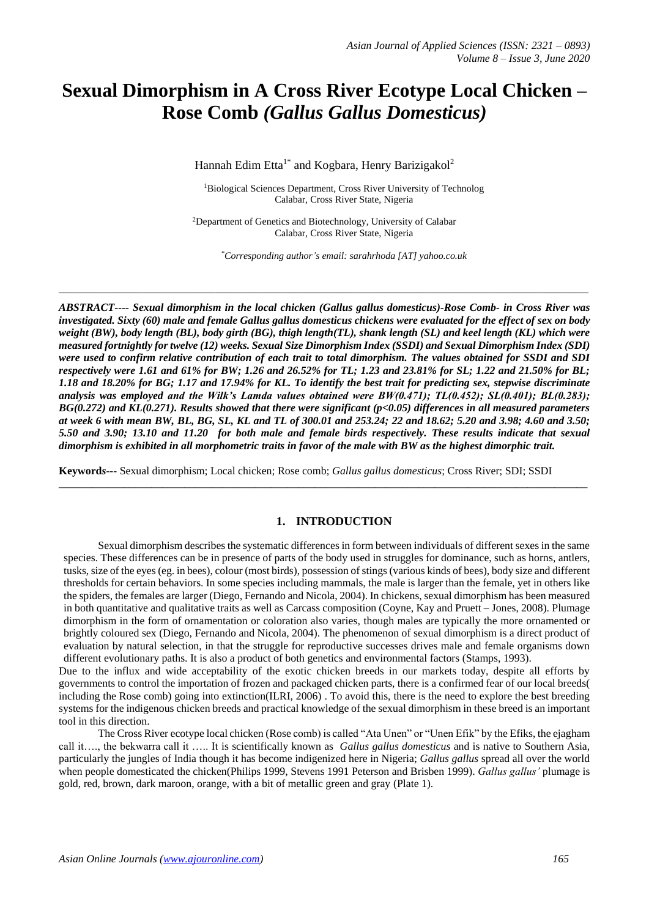# Sexual Dimorphism in A Cross River Ecotype Local Chicken – Rose Comb *(Gallus Gallus Domesticus)*

Hannah Edim Etta[1*] and Kogbara, Henry Barizigakol[2]

[1]Biological Sciences Department, Cross River University of Technolog Calabar, Cross River State, Nigeria

[2]Department of Genetics and Biotechnology, University of Calabar Calabar, Cross River State, Nigeria

*Corresponding author's email: sarahrhoda [AT] yahoo.co.uk

---

***ABSTRACT---- Sexual dimorphism in the local chicken (Gallus gallus domesticus)-Rose Comb- in Cross River was investigated. Sixty (60) male and female Gallus gallus domesticus chickens were evaluated for the effect of sex on body weight (BW), body length (BL), body girth (BG), thigh length(TL), shank length (SL) and keel length (KL) which were measured fortnightly for twelve (12) weeks. Sexual Size Dimorphism Index (SSDI) and Sexual Dimorphism Index (SDI) were used to confirm relative contribution of each trait to total dimorphism. The values obtained for SSDI and SDI respectively were 1.61 and 61% for BW; 1.26 and 26.52% for TL; 1.23 and 23.81% for SL; 1.22 and 21.50% for BL; 1.18 and 18.20% for BG; 1.17 and 17.94% for KL. To identify the best trait for predicting sex, stepwise discriminate analysis was employed and the Wilk's Lamda values obtained were BW(0.471); TL(0.452); SL(0.401); BL(0.283); BG(0.272) and KL(0.271). Results showed that there were significant (p<0.05) differences in all measured parameters at week 6 with mean BW, BL, BG, SL, KL and TL of 300.01 and 253.24; 22 and 18.62; 5.20 and 3.98; 4.60 and 3.50; 5.50 and 3.90; 13.10 and 11.20 for both male and female birds respectively. These results indicate that sexual dimorphism is exhibited in all morphometric traits in favor of the male with BW as the highest dimorphic trait.***

**Keywords**--- Sexual dimorphism; Local chicken; Rose comb; *Gallus gallus domesticus*; Cross River; SDI; SSDI

---

## 1. INTRODUCTION

Sexual dimorphism describes the systematic differences in form between individuals of different sexes in the same species. These differences can be in presence of parts of the body used in struggles for dominance, such as horns, antlers, tusks, size of the eyes (eg. in bees), colour (most birds), possession of stings (various kinds of bees), body size and different thresholds for certain behaviors. In some species including mammals, the male is larger than the female, yet in others like the spiders, the females are larger (Diego, Fernando and Nicola, 2004). In chickens, sexual dimorphism has been measured in both quantitative and qualitative traits as well as Carcass composition (Coyne, Kay and Pruett – Jones, 2008). Plumage dimorphism in the form of ornamentation or coloration also varies, though males are typically the more ornamented or brightly coloured sex (Diego, Fernando and Nicola, 2004). The phenomenon of sexual dimorphism is a direct product of evaluation by natural selection, in that the struggle for reproductive successes drives male and female organisms down different evolutionary paths. It is also a product of both genetics and environmental factors (Stamps, 1993).

Due to the influx and wide acceptability of the exotic chicken breeds in our markets today, despite all efforts by governments to control the importation of frozen and packaged chicken parts, there is a confirmed fear of our local breeds( including the Rose comb) going into extinction(ILRI, 2006) . To avoid this, there is the need to explore the best breeding systems for the indigenous chicken breeds and practical knowledge of the sexual dimorphism in these breed is an important tool in this direction.

The Cross River ecotype local chicken (Rose comb) is called "Ata Unen" or "Unen Efik" by the Efiks, the ejagham call it…., the bekwarra call it ….. It is scientifically known as *Gallus gallus domesticus* and is native to Southern Asia, particularly the jungles of India though it has become indigenized here in Nigeria; *Gallus gallus* spread all over the world when people domesticated the chicken(Philips 1999, Stevens 1991 Peterson and Brisben 1999). *Gallus gallus'* plumage is gold, red, brown, dark maroon, orange, with a bit of metallic green and gray (Plate 1).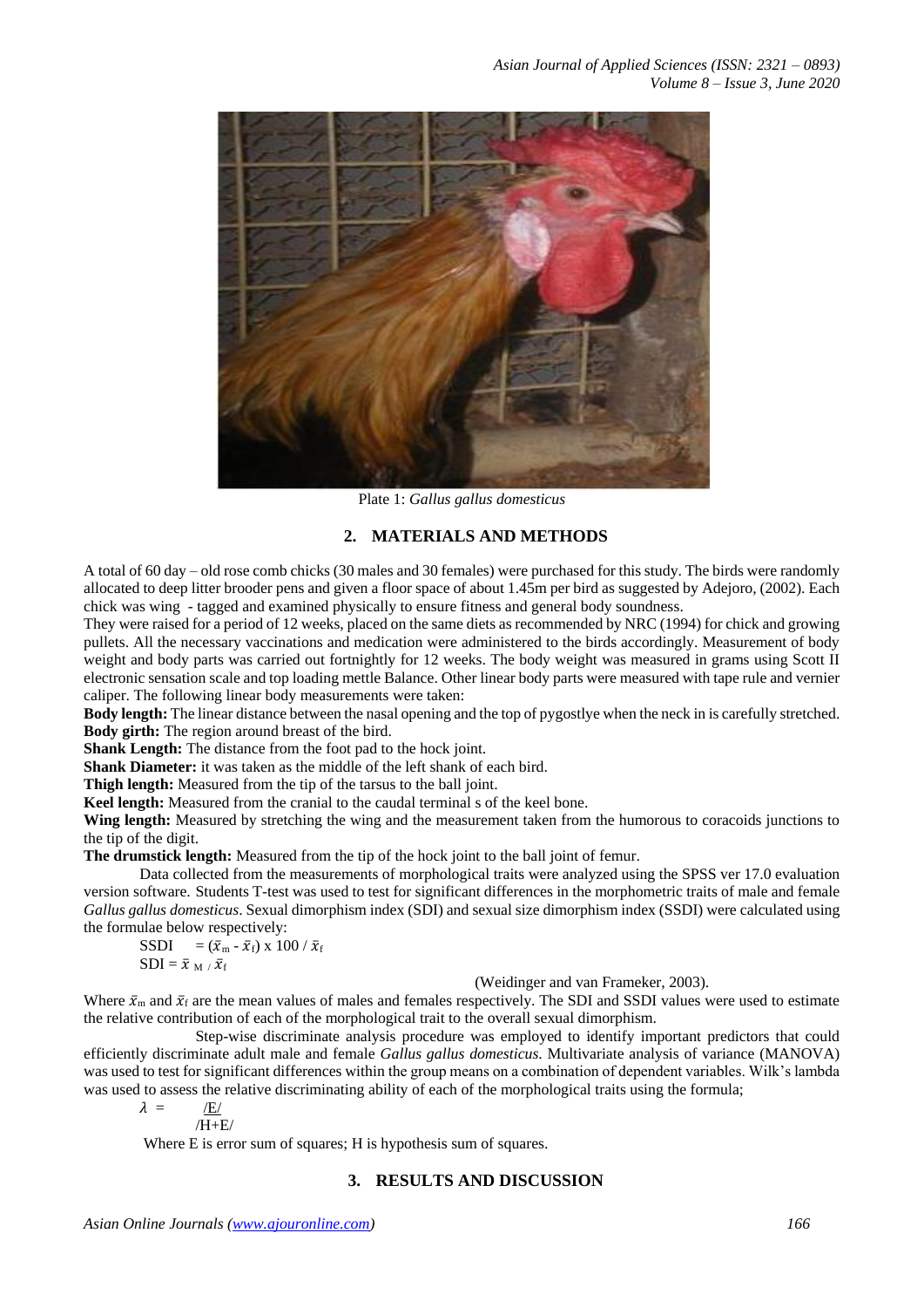Plate 1: *Gallus gallus domesticus*

## 2. MATERIALS AND METHODS

A total of 60 day – old rose comb chicks (30 males and 30 females) were purchased for this study. The birds were randomly allocated to deep litter brooder pens and given a floor space of about 1.45m per bird as suggested by Adejoro, (2002). Each chick was wing - tagged and examined physically to ensure fitness and general body soundness.
They were raised for a period of 12 weeks, placed on the same diets as recommended by NRC (1994) for chick and growing pullets. All the necessary vaccinations and medication were administered to the birds accordingly. Measurement of body weight and body parts was carried out fortnightly for 12 weeks. The body weight was measured in grams using Scott II electronic sensation scale and top loading mettle Balance. Other linear body parts were measured with tape rule and vernier caliper. The following linear body measurements were taken:

**Body length:** The linear distance between the nasal opening and the top of pygostlye when the neck in is carefully stretched.
**Body girth:** The region around breast of the bird.
**Shank Length:** The distance from the foot pad to the hock joint.
**Shank Diameter:** it was taken as the middle of the left shank of each bird.
**Thigh length:** Measured from the tip of the tarsus to the ball joint.
**Keel length:** Measured from the cranial to the caudal terminal s of the keel bone.
**Wing length:** Measured by stretching the wing and the measurement taken from the humorous to coracoids junctions to the tip of the digit.
**The drumstick length:** Measured from the tip of the hock joint to the ball joint of femur.

Data collected from the measurements of morphological traits were analyzed using the SPSS ver 17.0 evaluation version software. Students T-test was used to test for significant differences in the morphometric traits of male and female *Gallus gallus domesticus*. Sexual dimorphism index (SDI) and sexual size dimorphism index (SSDI) were calculated using the formulae below respectively:

$$\text{SSDI} = (\bar{x}_m - \bar{x}_f) \times 100 / \bar{x}_f$$

$$\text{SDI} = \bar{x}_M / \bar{x}_f$$

(Weidinger and van Frameker, 2003).

Where $\bar{x}_m$ and $\bar{x}_f$ are the mean values of males and females respectively. The SDI and SSDI values were used to estimate the relative contribution of each of the morphological trait to the overall sexual dimorphism.

Step-wise discriminate analysis procedure was employed to identify important predictors that could efficiently discriminate adult male and female *Gallus gallus domesticus*. Multivariate analysis of variance (MANOVA) was used to test for significant differences within the group means on a combination of dependent variables. Wilk's lambda was used to assess the relative discriminating ability of each of the morphological traits using the formula;

$$\lambda = \frac{|E|}{|H+E|}$$

Where E is error sum of squares; H is hypothesis sum of squares.

## 3. RESULTS AND DISCUSSION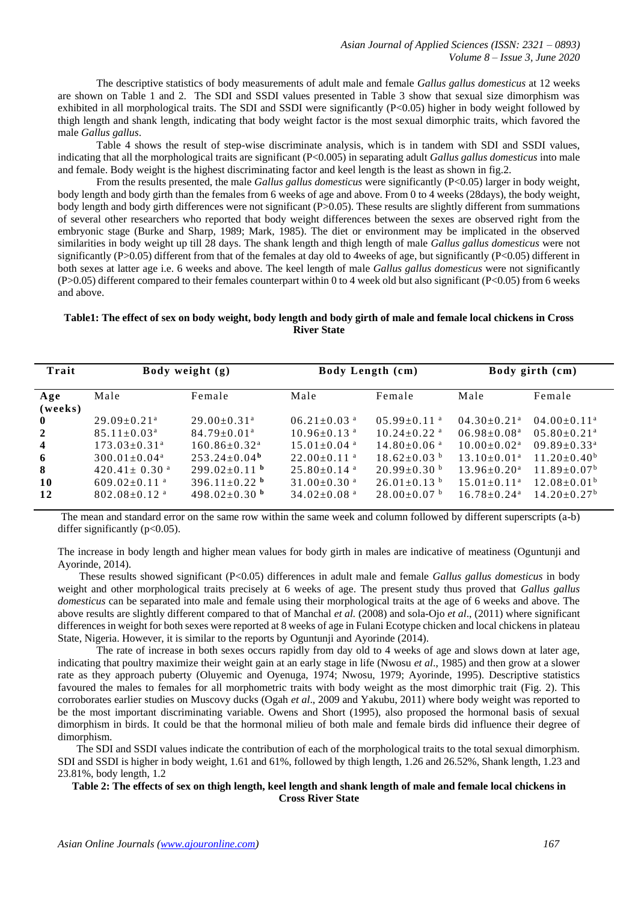The descriptive statistics of body measurements of adult male and female *Gallus gallus domesticus* at 12 weeks are shown on Table 1 and 2. The SDI and SSDI values presented in Table 3 show that sexual size dimorphism was exhibited in all morphological traits. The SDI and SSDI were significantly (P<0.05) higher in body weight followed by thigh length and shank length, indicating that body weight factor is the most sexual dimorphic traits, which favored the male *Gallus gallus*.

Table 4 shows the result of step-wise discriminate analysis, which is in tandem with SDI and SSDI values, indicating that all the morphological traits are significant (P<0.005) in separating adult *Gallus gallus domesticus* into male and female. Body weight is the highest discriminating factor and keel length is the least as shown in fig.2.

From the results presented, the male *Gallus gallus domesticus* were significantly (P<0.05) larger in body weight, body length and body girth than the females from 6 weeks of age and above. From 0 to 4 weeks (28days), the body weight, body length and body girth differences were not significant (P>0.05). These results are slightly different from summations of several other researchers who reported that body weight differences between the sexes are observed right from the embryonic stage (Burke and Sharp, 1989; Mark, 1985). The diet or environment may be implicated in the observed similarities in body weight up till 28 days. The shank length and thigh length of male *Gallus gallus domesticus* were not significantly (P>0.05) different from that of the females at day old to 4weeks of age, but significantly (P<0.05) different in both sexes at latter age i.e. 6 weeks and above. The keel length of male *Gallus gallus domesticus* were not significantly (P>0.05) different compared to their females counterpart within 0 to 4 week old but also significant (P<0.05) from 6 weeks and above.

**Table1: The effect of sex on body weight, body length and body girth of male and female local chickens in Cross River State**

| Trait | Body weight (g) | | Body Length (cm) | | Body girth (cm) | |
|---|---|---|---|---|---|---|
| Age (weeks) | Male | Female | Male | Female | Male | Female |
| 0 | 29.09±0.21[a] | 29.00±0.31[a] | 06.21±0.03 [a] | 05.99±0.11 [a] | 04.30±0.21[a] | 04.00±0.11[a] |
| 2 | 85.11±0.03[a] | 84.79±0.01[a] | 10.96±0.13 [a] | 10.24±0.22 [a] | 06.98±0.08[a] | 05.80±0.21[a] |
| 4 | 173.03±0.31[a] | 160.86±0.32[a] | 15.01±0.04 [a] | 14.80±0.06 [a] | 10.00±0.02[a] | 09.89±0.33[a] |
| 6 | 300.01±0.04[a] | 253.24±0.04[b] | 22.00±0.11 [a] | 18.62±0.03 [b] | 13.10±0.01[a] | 11.20±0.40[b] |
| 8 | 420.41± 0.30 [a] | 299.02±0.11 [b] | 25.80±0.14 [a] | 20.99±0.30 [b] | 13.96±0.20[a] | 11.89±0.07[b] |
| 10 | 609.02±0.11 [a] | 396.11±0.22 [b] | 31.00±0.30 [a] | 26.01±0.13 [b] | 15.01±0.11[a] | 12.08±0.01[b] |
| 12 | 802.08±0.12 [a] | 498.02±0.30 [b] | 34.02±0.08 [a] | 28.00±0.07 [b] | 16.78±0.24[a] | 14.20±0.27[b] |

The mean and standard error on the same row within the same week and column followed by different superscripts (a-b) differ significantly (p<0.05).

The increase in body length and higher mean values for body girth in males are indicative of meatiness (Oguntunji and Ayorinde, 2014).

These results showed significant (P<0.05) differences in adult male and female *Gallus gallus domesticus* in body weight and other morphological traits precisely at 6 weeks of age. The present study thus proved that *Gallus gallus domesticus* can be separated into male and female using their morphological traits at the age of 6 weeks and above. The above results are slightly different compared to that of Manchal *et al.* (2008) and sola-Ojo *et al*., (2011) where significant differences in weight for both sexes were reported at 8 weeks of age in Fulani Ecotype chicken and local chickens in plateau State, Nigeria. However, it is similar to the reports by Oguntunji and Ayorinde (2014).

The rate of increase in both sexes occurs rapidly from day old to 4 weeks of age and slows down at later age, indicating that poultry maximize their weight gain at an early stage in life (Nwosu *et al*., 1985) and then grow at a slower rate as they approach puberty (Oluyemic and Oyenuga, 1974; Nwosu, 1979; Ayorinde, 1995). Descriptive statistics favoured the males to females for all morphometric traits with body weight as the most dimorphic trait (Fig. 2). This corroborates earlier studies on Muscovy ducks (Ogah *et al*., 2009 and Yakubu, 2011) where body weight was reported to be the most important discriminating variable. Owens and Short (1995), also proposed the hormonal basis of sexual dimorphism in birds. It could be that the hormonal milieu of both male and female birds did influence their degree of dimorphism.

The SDI and SSDI values indicate the contribution of each of the morphological traits to the total sexual dimorphism. SDI and SSDI is higher in body weight, 1.61 and 61%, followed by thigh length, 1.26 and 26.52%, Shank length, 1.23 and 23.81%, body length, 1.2

**Table 2: The effects of sex on thigh length, keel length and shank length of male and female local chickens in Cross River State**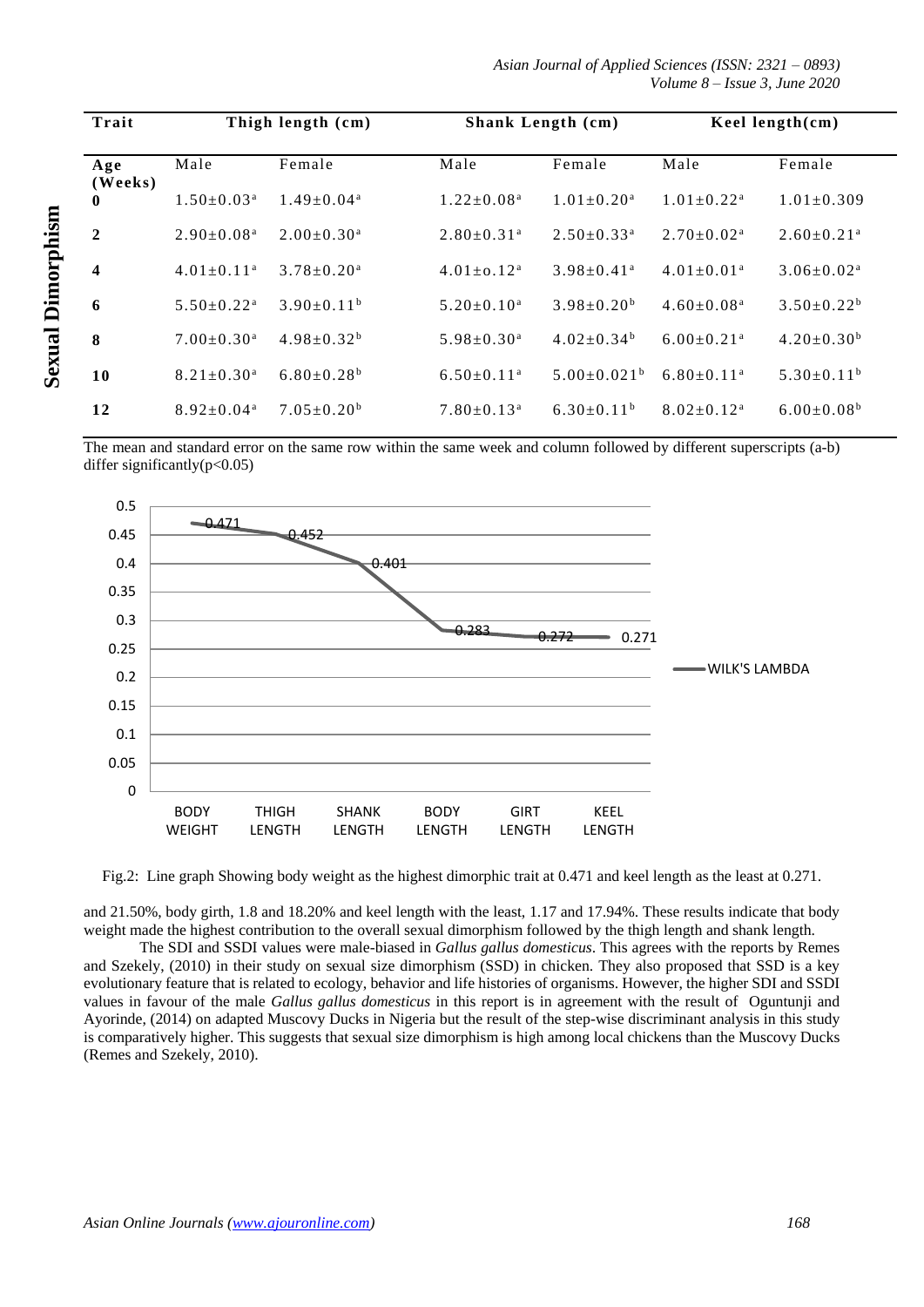| Trait | Thigh length (cm) | | Shank Length (cm) | | Keel length(cm) | |
|---|---|---|---|---|---|---|
| Age (Weeks) | Male | Female | Male | Female | Male | Female |
| **0** | 1.50±0.03[a] | 1.49±0.04[a] | 1.22±0.08[a] | 1.01±0.20[a] | 1.01±0.22[a] | 1.01±0.309 |
| **2** | 2.90±0.08[a] | 2.00±0.30[a] | 2.80±0.31[a] | 2.50±0.33[a] | 2.70±0.02[a] | 2.60±0.21[a] |
| **4** | 4.01±0.11[a] | 3.78±0.20[a] | 4.01±o.12[a] | 3.98±0.41[a] | 4.01±0.01[a] | 3.06±0.02[a] |
| **6** | 5.50±0.22[a] | 3.90±0.11[b] | 5.20±0.10[a] | 3.98±0.20[b] | 4.60±0.08[a] | 3.50±0.22[b] |
| **8** | 7.00±0.30[a] | 4.98±0.32[b] | 5.98±0.30[a] | 4.02±0.34[b] | 6.00±0.21[a] | 4.20±0.30[b] |
| **10** | 8.21±0.30[a] | 6.80±0.28[b] | 6.50±0.11[a] | 5.00±0.021[b] | 6.80±0.11[a] | 5.30±0.11[b] |
| **12** | 8.92±0.04[a] | 7.05±0.20[b] | 7.80±0.13[a] | 6.30±0.11[b] | 8.02±0.12[a] | 6.00±0.08[b] |

The mean and standard error on the same row within the same week and column followed by different superscripts (a-b) differ significantly($p<0.05$)

Fig.2: Line graph Showing body weight as the highest dimorphic trait at 0.471 and keel length as the least at 0.271.

and 21.50%, body girth, 1.8 and 18.20% and keel length with the least, 1.17 and 17.94%. These results indicate that body weight made the highest contribution to the overall sexual dimorphism followed by the thigh length and shank length.

The SDI and SSDI values were male-biased in *Gallus gallus domesticus*. This agrees with the reports by Remes and Szekely, (2010) in their study on sexual size dimorphism (SSD) in chicken. They also proposed that SSD is a key evolutionary feature that is related to ecology, behavior and life histories of organisms. However, the higher SDI and SSDI values in favour of the male *Gallus gallus domesticus* in this report is in agreement with the result of Oguntunji and Ayorinde, (2014) on adapted Muscovy Ducks in Nigeria but the result of the step-wise discriminant analysis in this study is comparatively higher. This suggests that sexual size dimorphism is high among local chickens than the Muscovy Ducks (Remes and Szekely, 2010).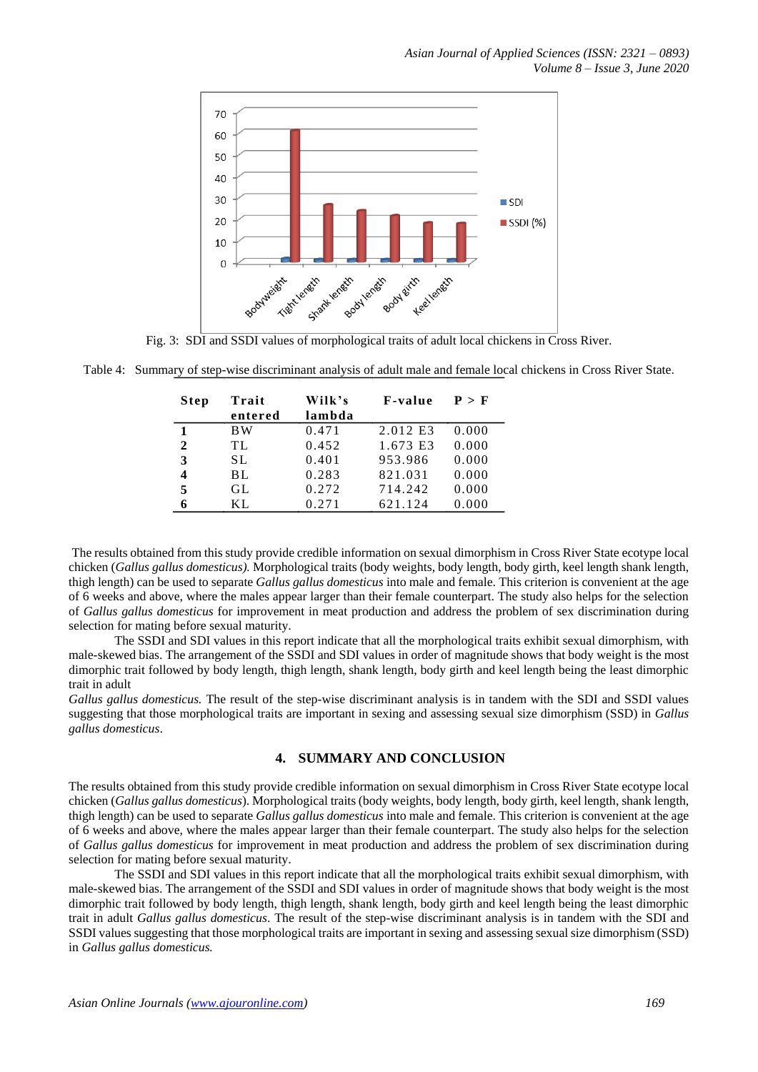Fig. 3: SDI and SSDI values of morphological traits of adult local chickens in Cross River.

Table 4: Summary of step-wise discriminant analysis of adult male and female local chickens in Cross River State.

| Step | Trait entered | Wilk's lambda | F-value | P > F |
|---|---|---|---|---|
| **1** | BW | 0.471 | 2.012 E3 | 0.000 |
| **2** | TL | 0.452 | 1.673 E3 | 0.000 |
| **3** | SL | 0.401 | 953.986 | 0.000 |
| **4** | BL | 0.283 | 821.031 | 0.000 |
| **5** | GL | 0.272 | 714.242 | 0.000 |
| **6** | KL | 0.271 | 621.124 | 0.000 |

The results obtained from this study provide credible information on sexual dimorphism in Cross River State ecotype local chicken (*Gallus gallus domesticus).* Morphological traits (body weights, body length, body girth, keel length shank length, thigh length) can be used to separate *Gallus gallus domesticus* into male and female. This criterion is convenient at the age of 6 weeks and above, where the males appear larger than their female counterpart. The study also helps for the selection of *Gallus gallus domesticus* for improvement in meat production and address the problem of sex discrimination during selection for mating before sexual maturity.

The SSDI and SDI values in this report indicate that all the morphological traits exhibit sexual dimorphism, with male-skewed bias. The arrangement of the SSDI and SDI values in order of magnitude shows that body weight is the most dimorphic trait followed by body length, thigh length, shank length, body girth and keel length being the least dimorphic trait in adult

*Gallus gallus domesticus.* The result of the step-wise discriminant analysis is in tandem with the SDI and SSDI values suggesting that those morphological traits are important in sexing and assessing sexual size dimorphism (SSD) in *Gallus gallus domesticus*.

## 4. SUMMARY AND CONCLUSION

The results obtained from this study provide credible information on sexual dimorphism in Cross River State ecotype local chicken (*Gallus gallus domesticus*). Morphological traits (body weights, body length, body girth, keel length, shank length, thigh length) can be used to separate *Gallus gallus domesticus* into male and female. This criterion is convenient at the age of 6 weeks and above, where the males appear larger than their female counterpart. The study also helps for the selection of *Gallus gallus domesticus* for improvement in meat production and address the problem of sex discrimination during selection for mating before sexual maturity.

The SSDI and SDI values in this report indicate that all the morphological traits exhibit sexual dimorphism, with male-skewed bias. The arrangement of the SSDI and SDI values in order of magnitude shows that body weight is the most dimorphic trait followed by body length, thigh length, shank length, body girth and keel length being the least dimorphic trait in adult *Gallus gallus domesticus*. The result of the step-wise discriminant analysis is in tandem with the SDI and SSDI values suggesting that those morphological traits are important in sexing and assessing sexual size dimorphism (SSD) in *Gallus gallus domesticus.*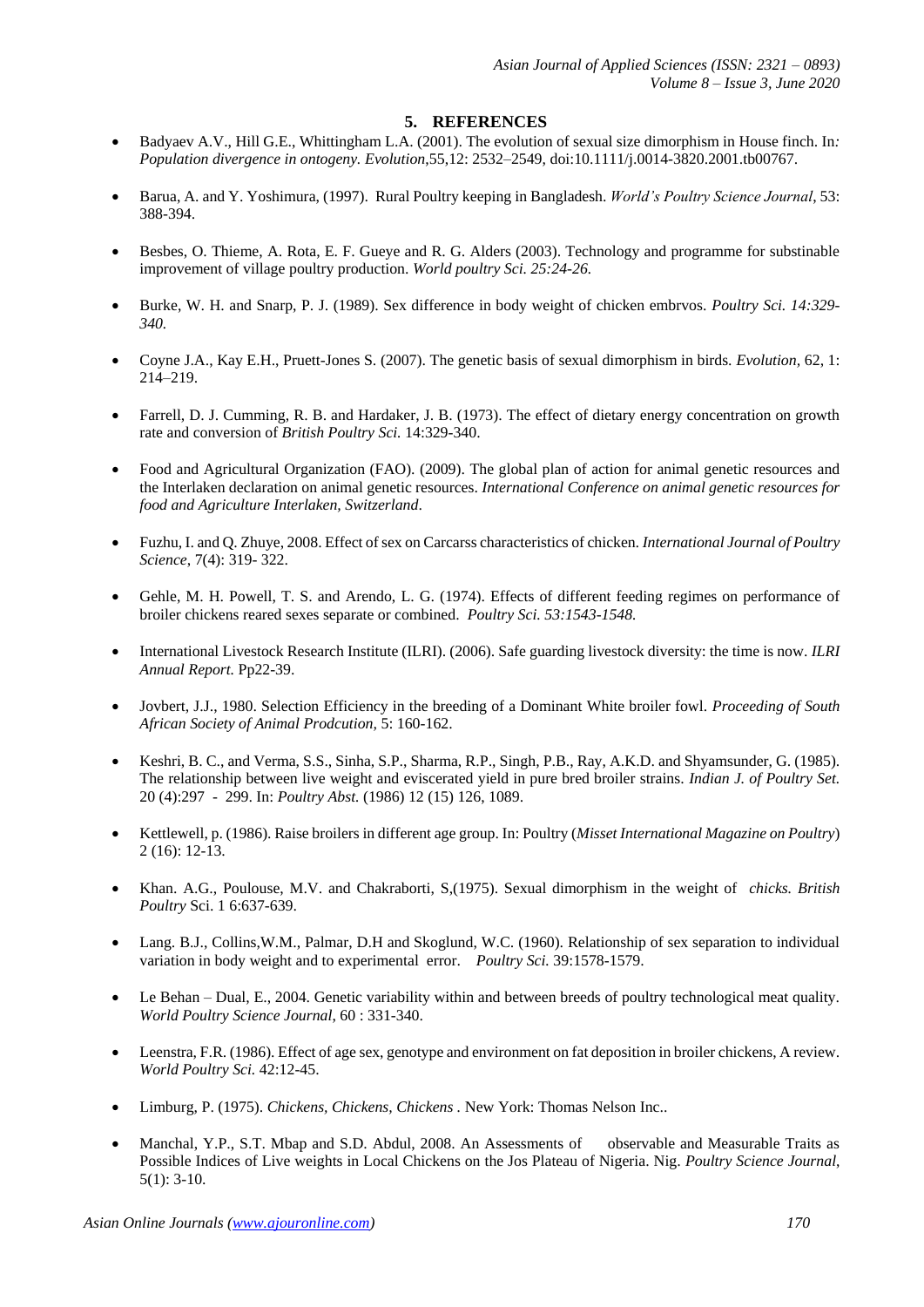## 5. REFERENCES

- Badyaev A.V., Hill G.E., Whittingham L.A. (2001). The evolution of sexual size dimorphism in House finch. In*: Population divergence in ontogeny. Evolution,*55,12: 2532–2549, doi:10.1111/j.0014-3820.2001.tb00767.

- Barua, A. and Y. Yoshimura, (1997). Rural Poultry keeping in Bangladesh. *World's Poultry Science Journal*, 53: 388-394.

- Besbes, O. Thieme, A. Rota, E. F. Gueye and R. G. Alders (2003). Technology and programme for substinable improvement of village poultry production. *World poultry Sci. 25:24-26.*

- Burke, W. H. and Snarp, P. J. (1989). Sex difference in body weight of chicken embrvos. *Poultry Sci. 14:329-340.*

- Coyne J.A., Kay E.H., Pruett-Jones S. (2007). The genetic basis of sexual dimorphism in birds*. Evolution*, 62, 1: 214–219.

- Farrell, D. J. Cumming, R. B. and Hardaker, J. B. (1973). The effect of dietary energy concentration on growth rate and conversion of *British Poultry Sci.* 14:329-340.

- Food and Agricultural Organization (FAO). (2009). The global plan of action for animal genetic resources and the Interlaken declaration on animal genetic resources. *International Conference on animal genetic resources for food and Agriculture Interlaken, Switzerland*.

- Fuzhu, I. and Q. Zhuye, 2008. Effect of sex on Carcarss characteristics of chicken. *International Journal of Poultry Science,* 7(4): 319- 322.

- Gehle, M. H. Powell, T. S. and Arendo, L. G. (1974). Effects of different feeding regimes on performance of broiler chickens reared sexes separate or combined. *Poultry Sci. 53:1543-1548.*

- International Livestock Research Institute (ILRI). (2006). Safe guarding livestock diversity: the time is now. *ILRI Annual Report.* Pp22-39.

- Jovbert, J.J., 1980. Selection Efficiency in the breeding of a Dominant White broiler fowl. *Proceeding of South African Society of Animal Prodcution,* 5: 160-162.

- Keshri, B. C., and Verma, S.S., Sinha, S.P., Sharma, R.P., Singh, P.B., Ray, A.K.D. and Shyamsunder, G. (1985). The relationship between live weight and eviscerated yield in pure bred broiler strains. *Indian J. of Poultry Set.* 20 (4):297 - 299. In: *Poultry Abst.* (1986) 12 (15) 126, 1089.

- Kettlewell, p. (1986). Raise broilers in different age group. In: Poultry (*Misset International Magazine on Poultry*) 2 (16): 12-13.

- Khan. A.G., Poulouse, M.V. and Chakraborti, S,(1975). Sexual dimorphism in the weight of *chicks. British Poultry* Sci. 1 6:637-639.

- Lang. B.J., Collins,W.M., Palmar, D.H and Skoglund, W.C. (1960). Relationship of sex separation to individual variation in body weight and to experimental error. *Poultry Sci.* 39:1578-1579.

- Le Behan – Dual, E., 2004. Genetic variability within and between breeds of poultry technological meat quality. *World Poultry Science Journal*, 60 : 331-340.

- Leenstra, F.R. (1986). Effect of age sex, genotype and environment on fat deposition in broiler chickens, A review. *World Poultry Sci.* 42:12-45.

- Limburg, P. (1975). *Chickens, Chickens, Chickens* . New York: Thomas Nelson Inc..

- Manchal, Y.P., S.T. Mbap and S.D. Abdul, 2008. An Assessments of observable and Measurable Traits as Possible Indices of Live weights in Local Chickens on the Jos Plateau of Nigeria. Nig. *Poultry Science Journal*, 5(1): 3-10.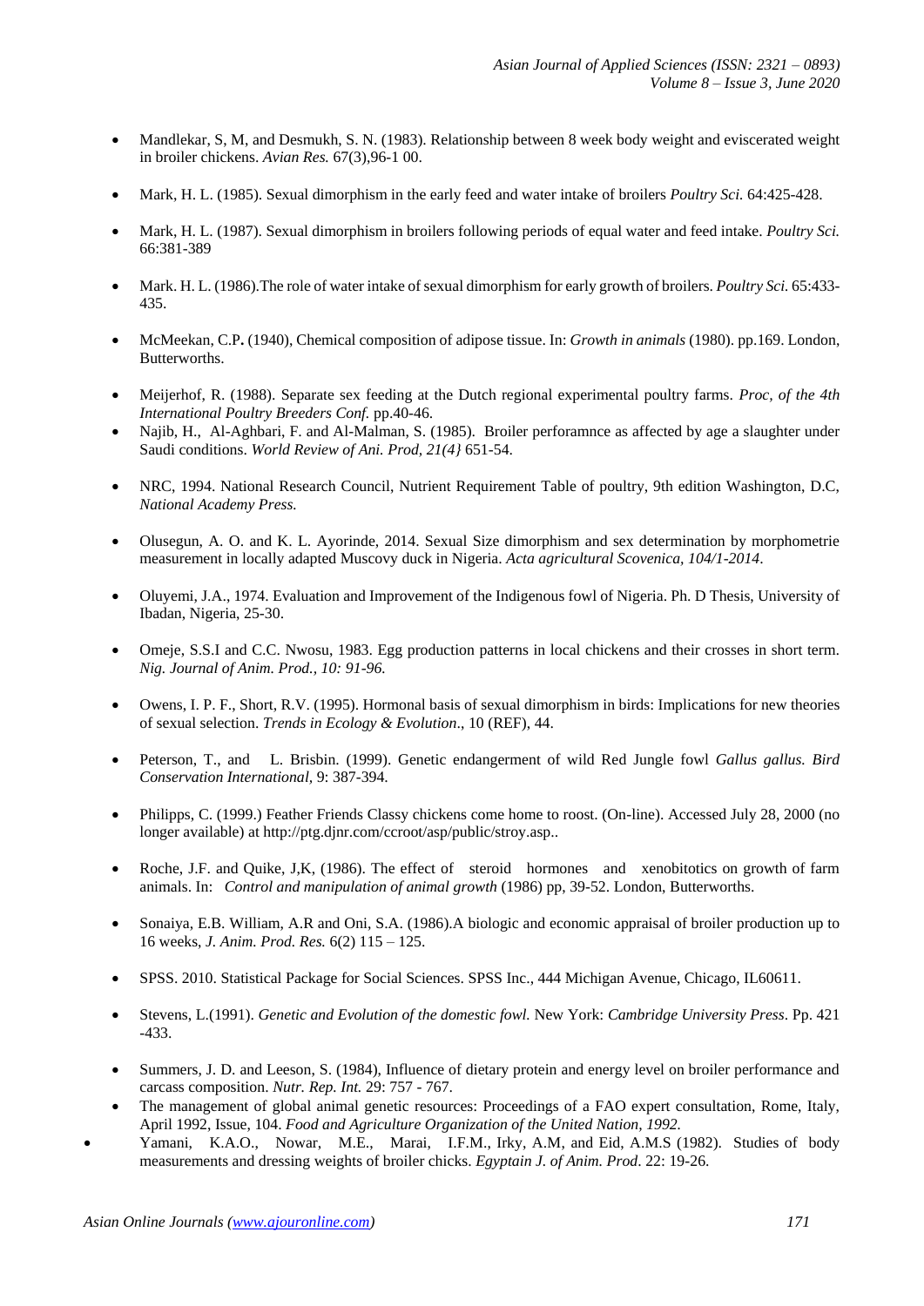- Mandlekar, S, M, and Desmukh, S. N. (1983). Relationship between 8 week body weight and eviscerated weight in broiler chickens. *Avian Res.* 67(3),96-1 00.

- Mark, H. L. (1985). Sexual dimorphism in the early feed and water intake of broilers *Poultry Sci.* 64:425-428.

- Mark, H. L. (1987). Sexual dimorphism in broilers following periods of equal water and feed intake. *Poultry Sci.* 66:381-389

- Mark. H. L. (1986).The role of water intake of sexual dimorphism for early growth of broilers. *Poultry Sci.* 65:433-435.

- McMeekan, C.P**.** (1940), Chemical composition of adipose tissue. In: *Growth in animals* (1980). pp.169. London, Butterworths.

- Meijerhof, R. (1988). Separate sex feeding at the Dutch regional experimental poultry farms. *Proc, of the 4th International Poultry Breeders Conf.* pp.40-46.
- Najib, H., Al-Aghbari, F. and Al-Malman, S. (1985). Broiler perforamnce as affected by age a slaughter under Saudi conditions. *World Review of Ani. Prod, 21(4}* 651-54.

- NRC, 1994. National Research Council, Nutrient Requirement Table of poultry, 9th edition Washington, D.C, *National Academy Press.*

- Olusegun, A. O. and K. L. Ayorinde, 2014. Sexual Size dimorphism and sex determination by morphometrie measurement in locally adapted Muscovy duck in Nigeria. *Acta agricultural Scovenica, 104/1-2014*.

- Oluyemi, J.A., 1974. Evaluation and Improvement of the Indigenous fowl of Nigeria. Ph. D Thesis, University of Ibadan, Nigeria, 25-30.

- Omeje, S.S.I and C.C. Nwosu, 1983. Egg production patterns in local chickens and their crosses in short term. *Nig. Journal of Anim. Prod., 10: 91-96.*

- Owens, I. P. F., Short, R.V. (1995). Hormonal basis of sexual dimorphism in birds: Implications for new theories of sexual selection. *Trends in Ecology & Evolution*., 10 (REF), 44.

- Peterson, T., and L. Brisbin. (1999). Genetic endangerment of wild Red Jungle fowl *Gallus gallus. Bird Conservation International*, 9: 387-394.

- Philipps, C. (1999.) Feather Friends Classy chickens come home to roost. (On-line). Accessed July 28, 2000 (no longer available) at http://ptg.djnr.com/ccroot/asp/public/stroy.asp..

- Roche, J.F. and Quike, J,K, (1986). The effect of steroid hormones and xenobitotics on growth of farm animals. In: *Control and manipulation of animal growth* (1986) pp, 39-52. London, Butterworths.

- Sonaiya, E.B. William, A.R and Oni, S.A. (1986).A biologic and economic appraisal of broiler production up to 16 weeks, *J. Anim. Prod. Res.* 6(2) 115 – 125.

- SPSS. 2010. Statistical Package for Social Sciences. SPSS Inc., 444 Michigan Avenue, Chicago, IL60611.

- Stevens, L.(1991). *Genetic and Evolution of the domestic fowl.* New York: *Cambridge University Press*. Pp. 421 -433.

- Summers, J. D. and Leeson, S. (1984), Influence of dietary protein and energy level on broiler performance and carcass composition. *Nutr. Rep. Int.* 29: 757 - 767.
- The management of global animal genetic resources: Proceedings of a FAO expert consultation, Rome, Italy, April 1992, Issue, 104. *Food and Agriculture Organization of the United Nation, 1992.*
- Yamani, K.A.O., Nowar, M.E., Marai, I.F.M., Irky, A.M, and Eid, A.M.S (1982). Studies of body measurements and dressing weights of broiler chicks. *Egyptain J. of Anim. Prod*. 22: 19-26.